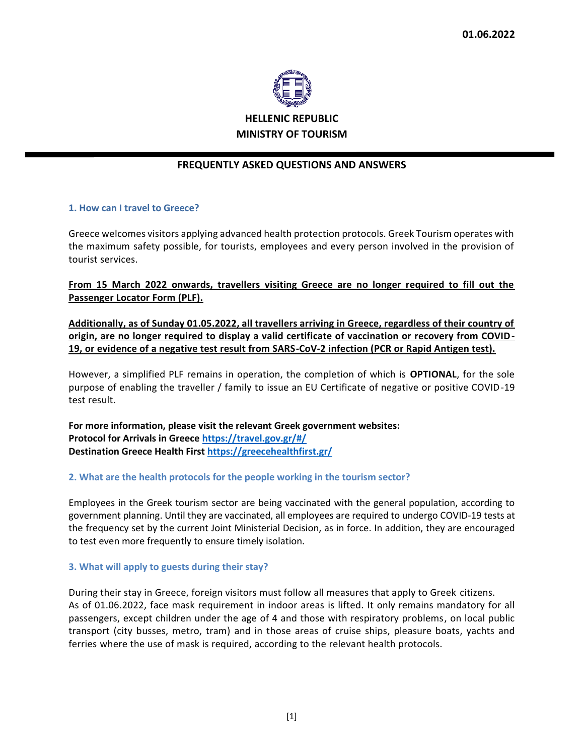01.06.2022

**HELLENIC REPUBLIC**
**MINISTRY OF TOURISM**

---

## FREQUENTLY ASKED QUESTIONS AND ANSWERS

### 1. How can I travel to Greece?

Greece welcomes visitors applying advanced health protection protocols. Greek Tourism operates with the maximum safety possible, for tourists, employees and every person involved in the provision of tourist services.

**From 15 March 2022 onwards, travellers visiting Greece are no longer required to fill out the Passenger Locator Form (PLF).**

**Additionally, as of Sunday 01.05.2022, all travellers arriving in Greece, regardless of their country of origin, are no longer required to display a valid certificate of vaccination or recovery from COVID-19, or evidence of a negative test result from SARS-CoV-2 infection (PCR or Rapid Antigen test).**

However, a simplified PLF remains in operation, the completion of which is **OPTIONAL**, for the sole purpose of enabling the traveller / family to issue an EU Certificate of negative or positive COVID-19 test result.

**For more information, please visit the relevant Greek government websites:**
**Protocol for Arrivals in Greece [https://travel.gov.gr/#/](https://travel.gov.gr/#/)**
**Destination Greece Health First [https://greecehealthfirst.gr/](https://greecehealthfirst.gr/)**

### 2. What are the health protocols for the people working in the tourism sector?

Employees in the Greek tourism sector are being vaccinated with the general population, according to government planning. Until they are vaccinated, all employees are required to undergo COVID-19 tests at the frequency set by the current Joint Ministerial Decision, as in force. In addition, they are encouraged to test even more frequently to ensure timely isolation.

### 3. What will apply to guests during their stay?

During their stay in Greece, foreign visitors must follow all measures that apply to Greek citizens.
As of 01.06.2022, face mask requirement in indoor areas is lifted. It only remains mandatory for all passengers, except children under the age of 4 and those with respiratory problems, on local public transport (city busses, metro, tram) and in those areas of cruise ships, pleasure boats, yachts and ferries where the use of mask is required, according to the relevant health protocols.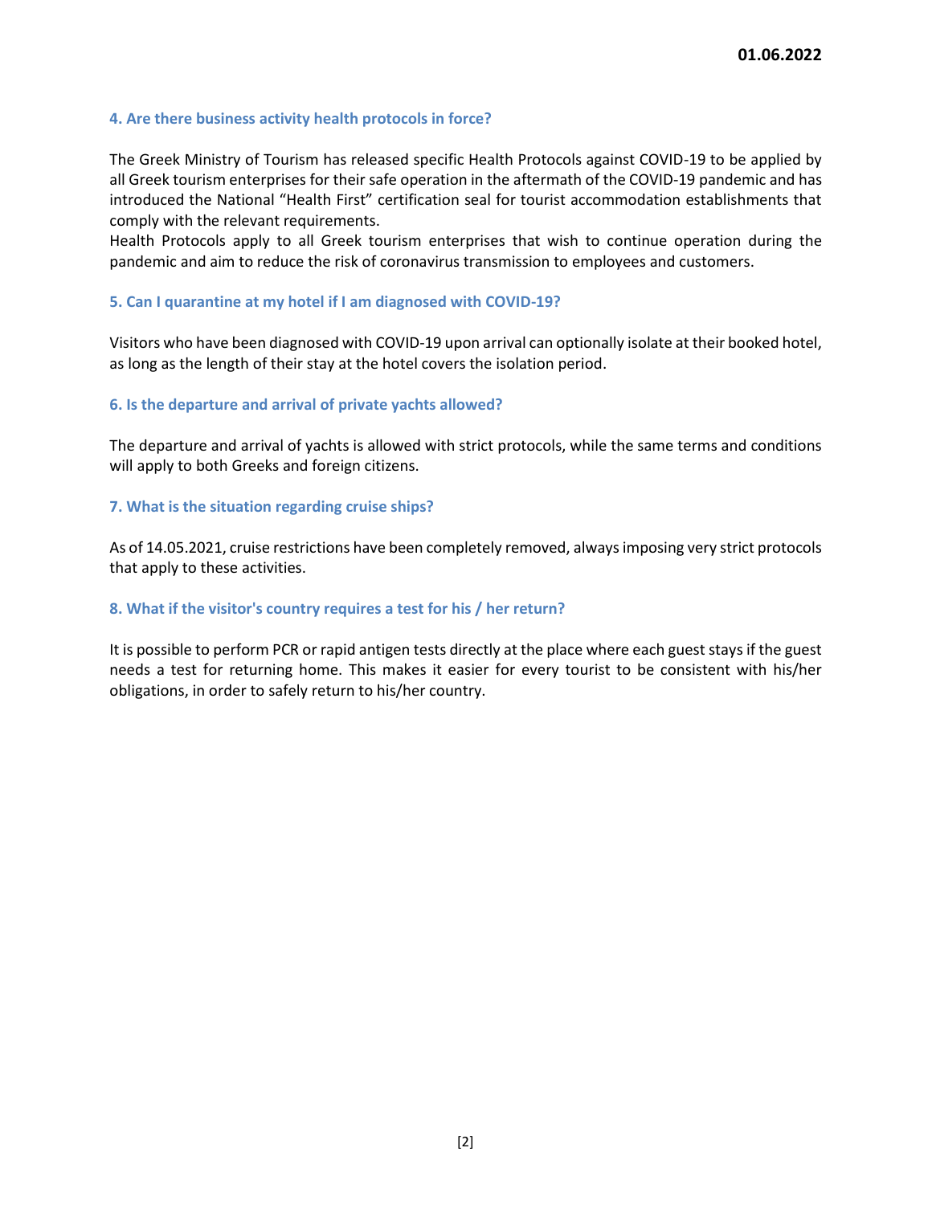**01.06.2022**

### 4. Are there business activity health protocols in force?

The Greek Ministry of Tourism has released specific Health Protocols against COVID-19 to be applied by all Greek tourism enterprises for their safe operation in the aftermath of the COVID-19 pandemic and has introduced the National "Health First" certification seal for tourist accommodation establishments that comply with the relevant requirements.
Health Protocols apply to all Greek tourism enterprises that wish to continue operation during the pandemic and aim to reduce the risk of coronavirus transmission to employees and customers.

### 5. Can I quarantine at my hotel if I am diagnosed with COVID-19?

Visitors who have been diagnosed with COVID-19 upon arrival can optionally isolate at their booked hotel, as long as the length of their stay at the hotel covers the isolation period.

### 6. Is the departure and arrival of private yachts allowed?

The departure and arrival of yachts is allowed with strict protocols, while the same terms and conditions will apply to both Greeks and foreign citizens.

### 7. What is the situation regarding cruise ships?

As of 14.05.2021, cruise restrictions have been completely removed, always imposing very strict protocols that apply to these activities.

### 8. What if the visitor's country requires a test for his / her return?

It is possible to perform PCR or rapid antigen tests directly at the place where each guest stays if the guest needs a test for returning home. This makes it easier for every tourist to be consistent with his/her obligations, in order to safely return to his/her country.